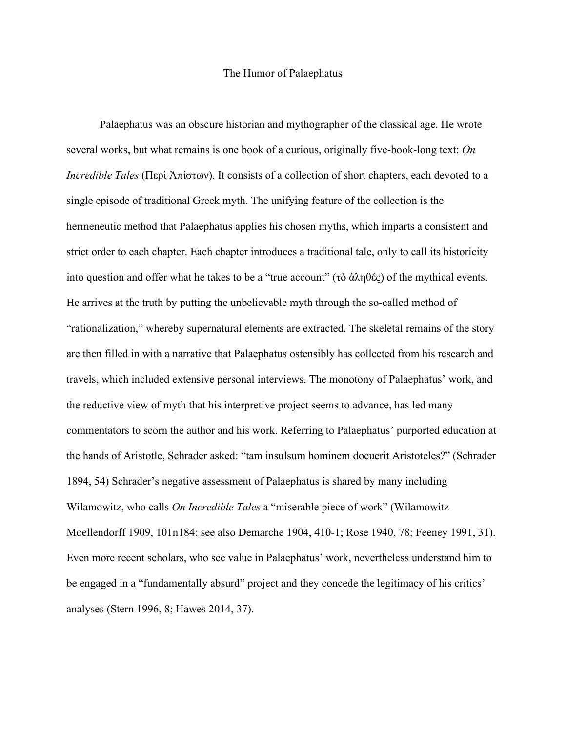# The Humor of Palaephatus

Palaephatus was an obscure historian and mythographer of the classical age. He wrote several works, but what remains is one book of a curious, originally five-book-long text: *On Incredible Tales* (Περὶ Ἀπίστων). It consists of a collection of short chapters, each devoted to a single episode of traditional Greek myth. The unifying feature of the collection is the hermeneutic method that Palaephatus applies his chosen myths, which imparts a consistent and strict order to each chapter. Each chapter introduces a traditional tale, only to call its historicity into question and offer what he takes to be a "true account" (τὸ ἀληθές) of the mythical events. He arrives at the truth by putting the unbelievable myth through the so-called method of "rationalization," whereby supernatural elements are extracted. The skeletal remains of the story are then filled in with a narrative that Palaephatus ostensibly has collected from his research and travels, which included extensive personal interviews. The monotony of Palaephatus' work, and the reductive view of myth that his interpretive project seems to advance, has led many commentators to scorn the author and his work. Referring to Palaephatus' purported education at the hands of Aristotle, Schrader asked: "tam insulsum hominem docuerit Aristoteles?" (Schrader 1894, 54) Schrader's negative assessment of Palaephatus is shared by many including Wilamowitz, who calls *On Incredible Tales* a "miserable piece of work" (Wilamowitz-Moellendorff 1909, 101n184; see also Demarche 1904, 410-1; Rose 1940, 78; Feeney 1991, 31). Even more recent scholars, who see value in Palaephatus' work, nevertheless understand him to be engaged in a "fundamentally absurd" project and they concede the legitimacy of his critics' analyses (Stern 1996, 8; Hawes 2014, 37).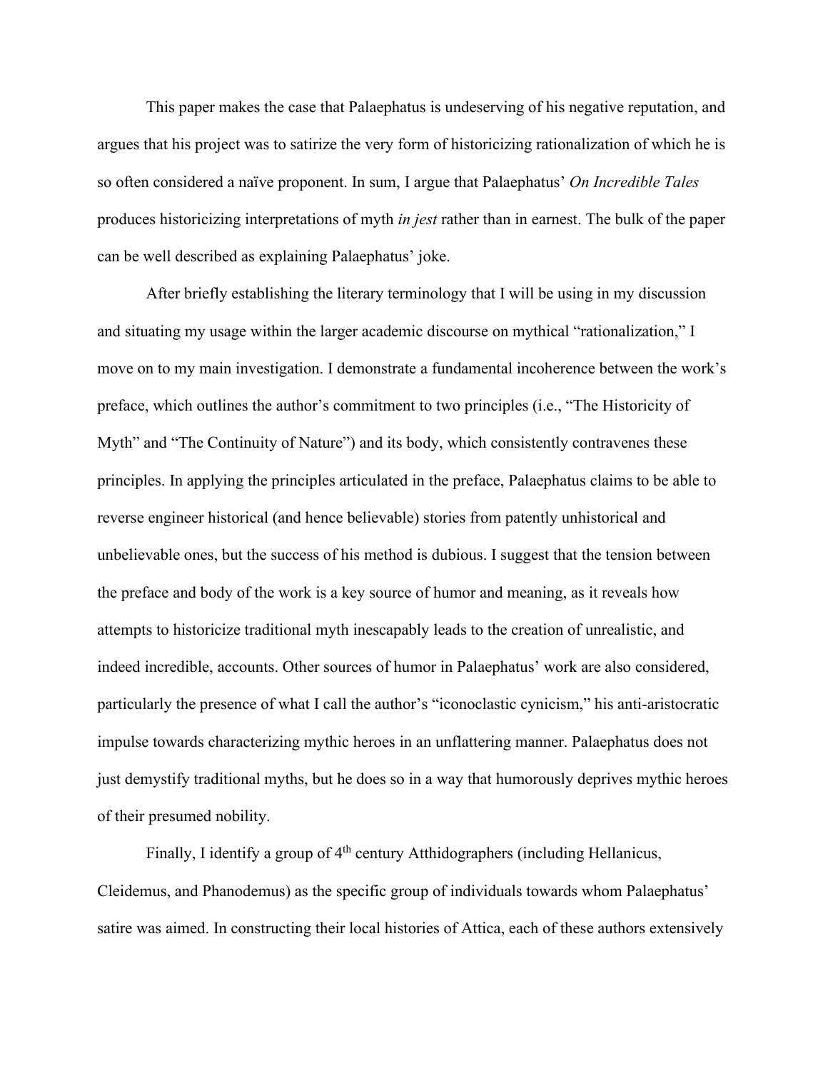This paper makes the case that Palaephatus is undeserving of his negative reputation, and argues that his project was to satirize the very form of historicizing rationalization of which he is so often considered a naïve proponent. In sum, I argue that Palaephatus' *On Incredible Tales* produces historicizing interpretations of myth *in jest* rather than in earnest. The bulk of the paper can be well described as explaining Palaephatus' joke.

After briefly establishing the literary terminology that I will be using in my discussion and situating my usage within the larger academic discourse on mythical "rationalization," I move on to my main investigation. I demonstrate a fundamental incoherence between the work's preface, which outlines the author's commitment to two principles (i.e., "The Historicity of Myth" and "The Continuity of Nature") and its body, which consistently contravenes these principles. In applying the principles articulated in the preface, Palaephatus claims to be able to reverse engineer historical (and hence believable) stories from patently unhistorical and unbelievable ones, but the success of his method is dubious. I suggest that the tension between the preface and body of the work is a key source of humor and meaning, as it reveals how attempts to historicize traditional myth inescapably leads to the creation of unrealistic, and indeed incredible, accounts. Other sources of humor in Palaephatus' work are also considered, particularly the presence of what I call the author's "iconoclastic cynicism," his anti-aristocratic impulse towards characterizing mythic heroes in an unflattering manner. Palaephatus does not just demystify traditional myths, but he does so in a way that humorously deprives mythic heroes of their presumed nobility.

Finally, I identify a group of 4th century Atthidographers (including Hellanicus, Cleidemus, and Phanodemus) as the specific group of individuals towards whom Palaephatus' satire was aimed. In constructing their local histories of Attica, each of these authors extensively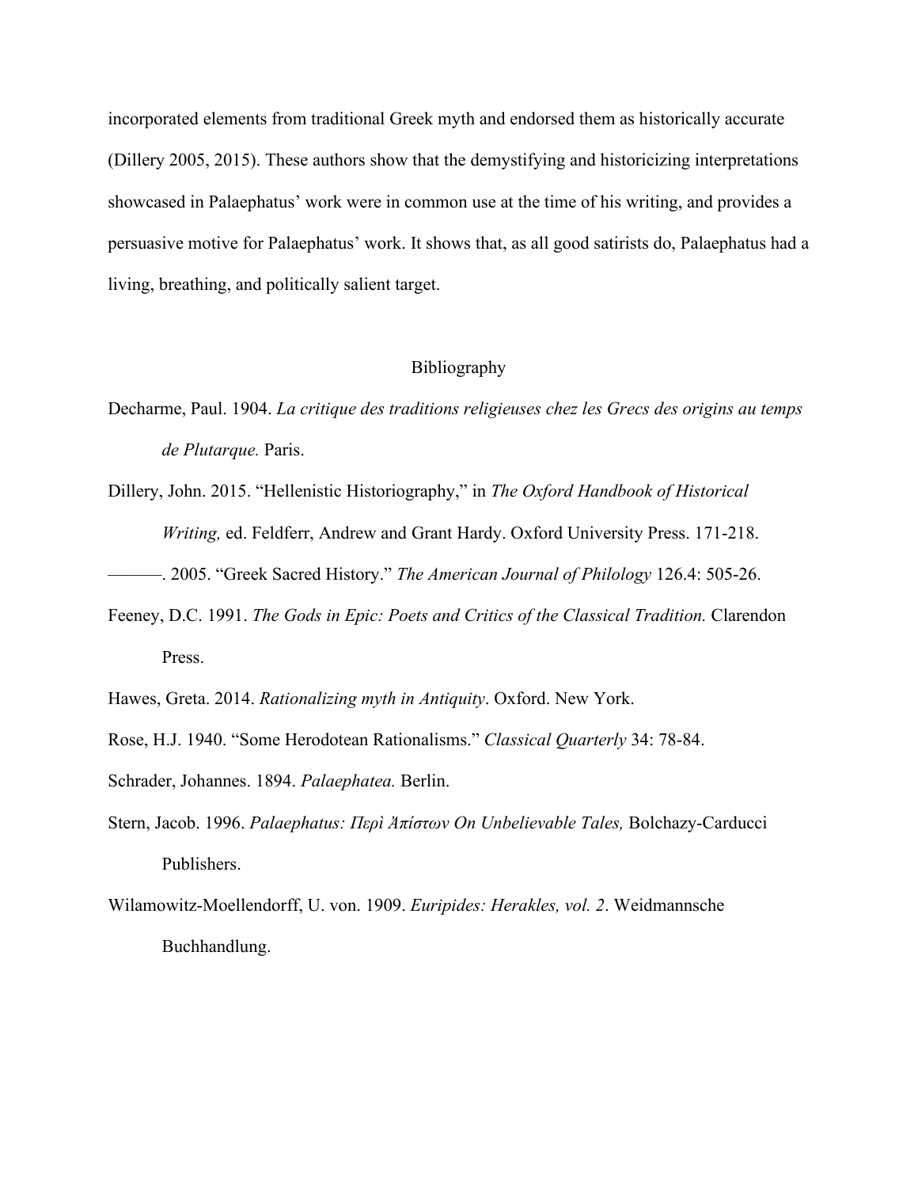incorporated elements from traditional Greek myth and endorsed them as historically accurate (Dillery 2005, 2015). These authors show that the demystifying and historicizing interpretations showcased in Palaephatus' work were in common use at the time of his writing, and provides a persuasive motive for Palaephatus' work. It shows that, as all good satirists do, Palaephatus had a living, breathing, and politically salient target.

## Bibliography

Decharme, Paul. 1904. *La critique des traditions religieuses chez les Grecs des origins au temps de Plutarque.* Paris.

Dillery, John. 2015. "Hellenistic Historiography," in *The Oxford Handbook of Historical Writing,* ed. Feldferr, Andrew and Grant Hardy. Oxford University Press. 171-218.

———. 2005. "Greek Sacred History." *The American Journal of Philology* 126.4: 505-26.

Feeney, D.C. 1991. *The Gods in Epic: Poets and Critics of the Classical Tradition.* Clarendon Press.

Hawes, Greta. 2014. *Rationalizing myth in Antiquity*. Oxford. New York.

Rose, H.J. 1940. "Some Herodotean Rationalisms." *Classical Quarterly* 34: 78-84.

Schrader, Johannes. 1894. *Palaephatea.* Berlin.

Stern, Jacob. 1996. *Palaephatus: Περὶ Ἀπίστων On Unbelievable Tales,* Bolchazy-Carducci Publishers.

Wilamowitz-Moellendorff, U. von. 1909. *Euripides: Herakles, vol. 2*. Weidmannsche Buchhandlung.